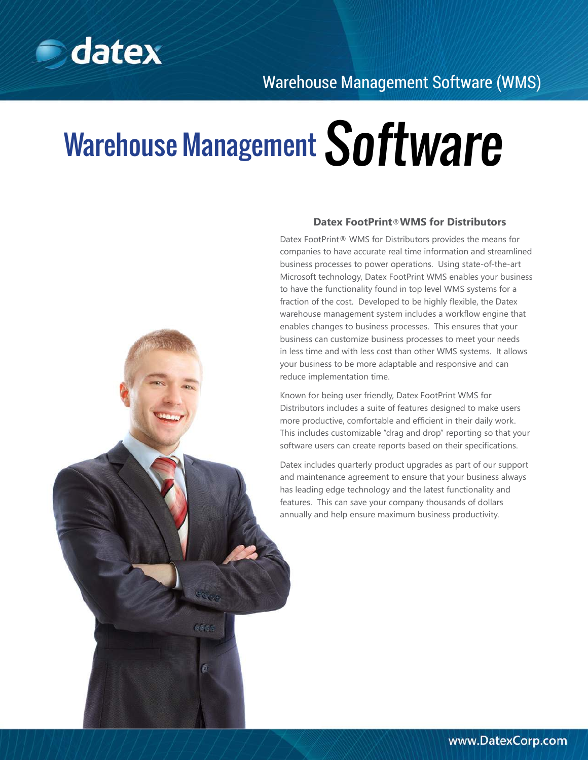Warehouse Management Software (WMS)

# Warehouse Management Software

### Datex FootPrint® WMS for Distributors

Datex FootPrint® WMS for Distributors provides the means for companies to have accurate real time information and streamlined business processes to power operations. Using state-of-the-art Microsoft technology, Datex FootPrint WMS enables your business to have the functionality found in top level WMS systems for a fraction of the cost. Developed to be highly flexible, the Datex warehouse management system includes a workflow engine that enables changes to business processes. This ensures that your business can customize business processes to meet your needs in less time and with less cost than other WMS systems. It allows your business to be more adaptable and responsive and can reduce implementation time.

Known for being user friendly, Datex FootPrint WMS for Distributors includes a suite of features designed to make users more productive, comfortable and efficient in their daily work. This includes customizable "drag and drop" reporting so that your software users can create reports based on their specifications.

Datex includes quarterly product upgrades as part of our support and maintenance agreement to ensure that your business always has leading edge technology and the latest functionality and features. This can save your company thousands of dollars annually and help ensure maximum business productivity.

www.DatexCorp.com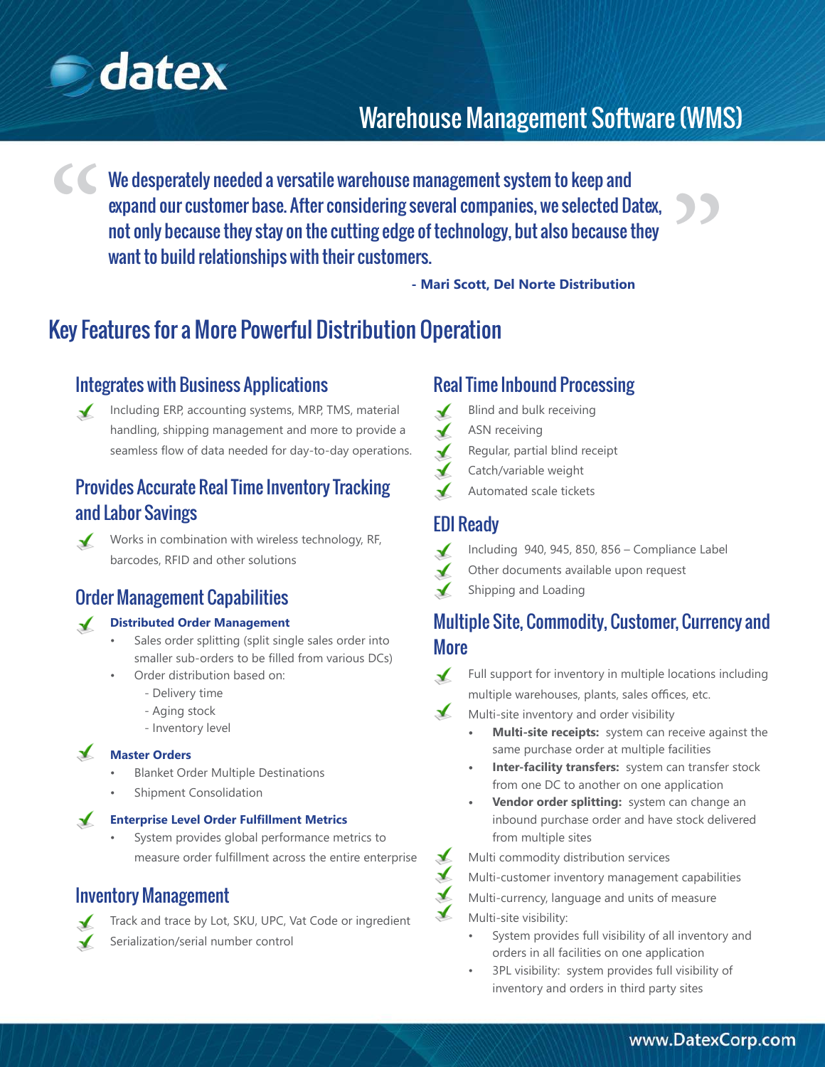# Warehouse Management Software (WMS)

> We desperately needed a versatile warehouse management system to keep and expand our customer base. After considering several companies, we selected Datex, not only because they stay on the cutting edge of technology, but also because they want to build relationships with their customers.
>
> **- Mari Scott, Del Norte Distribution**

## Key Features for a More Powerful Distribution Operation

### Integrates with Business Applications

- Including ERP, accounting systems, MRP, TMS, material handling, shipping management and more to provide a seamless flow of data needed for day-to-day operations.

### Provides Accurate Real Time Inventory Tracking and Labor Savings

- Works in combination with wireless technology, RF, barcodes, RFID and other solutions

### Order Management Capabilities

- **Distributed Order Management**
  - Sales order splitting (split single sales order into smaller sub-orders to be filled from various DCs)
  - Order distribution based on:
    - Delivery time
    - Aging stock
    - Inventory level
- **Master Orders**
  - Blanket Order Multiple Destinations
  - Shipment Consolidation
- **Enterprise Level Order Fulfillment Metrics**
  - System provides global performance metrics to measure order fulfillment across the entire enterprise

### Inventory Management

- Track and trace by Lot, SKU, UPC, Vat Code or ingredient
- Serialization/serial number control

### Real Time Inbound Processing

- Blind and bulk receiving
- ASN receiving
- Regular, partial blind receipt
- Catch/variable weight
- Automated scale tickets

### EDI Ready

- Including 940, 945, 850, 856 – Compliance Label
- Other documents available upon request
- Shipping and Loading

### Multiple Site, Commodity, Customer, Currency and More

- Full support for inventory in multiple locations including multiple warehouses, plants, sales offices, etc.
- Multi-site inventory and order visibility
  - **Multi-site receipts:** system can receive against the same purchase order at multiple facilities
  - **Inter-facility transfers:** system can transfer stock from one DC to another on one application
  - **Vendor order splitting:** system can change an inbound purchase order and have stock delivered from multiple sites
- Multi commodity distribution services
- Multi-customer inventory management capabilities
- Multi-currency, language and units of measure
- Multi-site visibility:
  - System provides full visibility of all inventory and orders in all facilities on one application
  - 3PL visibility: system provides full visibility of inventory and orders in third party sites

www.DatexCorp.com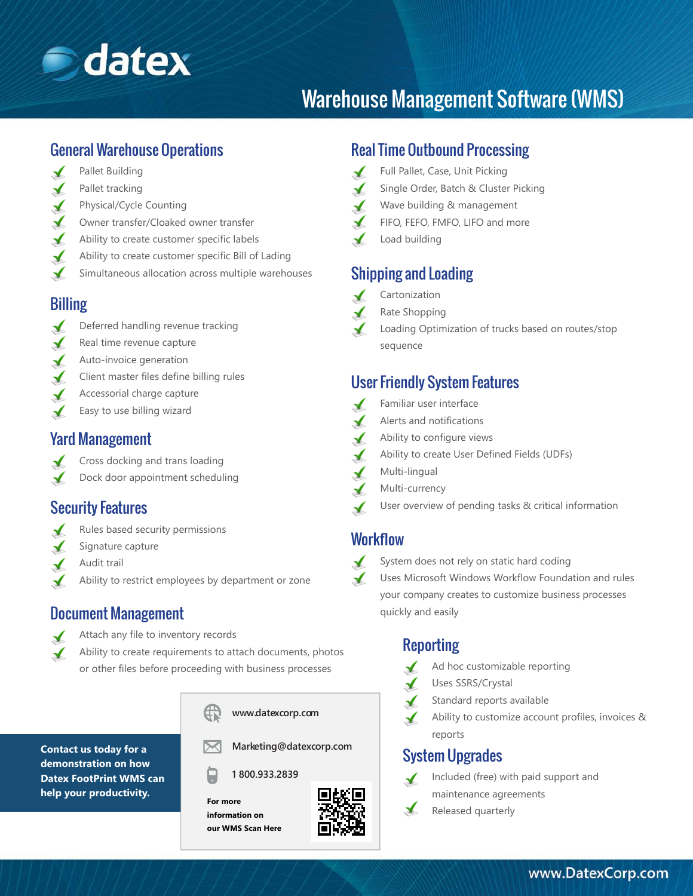datex

# Warehouse Management Software (WMS)

## General Warehouse Operations

- Pallet Building
- Pallet tracking
- Physical/Cycle Counting
- Owner transfer/Cloaked owner transfer
- Ability to create customer specific labels
- Ability to create customer specific Bill of Lading
- Simultaneous allocation across multiple warehouses

## Billing

- Deferred handling revenue tracking
- Real time revenue capture
- Auto-invoice generation
- Client master files define billing rules
- Accessorial charge capture
- Easy to use billing wizard

## Yard Management

- Cross docking and trans loading
- Dock door appointment scheduling

## Security Features

- Rules based security permissions
- Signature capture
- Audit trail
- Ability to restrict employees by department or zone

## Document Management

- Attach any file to inventory records
- Ability to create requirements to attach documents, photos or other files before proceeding with business processes

## Real Time Outbound Processing

- Full Pallet, Case, Unit Picking
- Single Order, Batch & Cluster Picking
- Wave building & management
- FIFO, FEFO, FMFO, LIFO and more
- Load building

## Shipping and Loading

- Cartonization
- Rate Shopping
- Loading Optimization of trucks based on routes/stop sequence

## User Friendly System Features

- Familiar user interface
- Alerts and notifications
- Ability to configure views
- Ability to create User Defined Fields (UDFs)
- Multi-lingual
- Multi-currency
- User overview of pending tasks & critical information

## Workflow

- System does not rely on static hard coding
- Uses Microsoft Windows Workflow Foundation and rules your company creates to customize business processes quickly and easily

## Reporting

- Ad hoc customizable reporting
- Uses SSRS/Crystal
- Standard reports available
- Ability to customize account profiles, invoices & reports

## System Upgrades

- Included (free) with paid support and maintenance agreements
- Released quarterly

**Contact us today for a demonstration on how Datex FootPrint WMS can help your productivity.**

www.datexcorp.com

Marketing@datexcorp.com

1 800.933.2839

**For more information on our WMS Scan Here**

www.DatexCorp.com